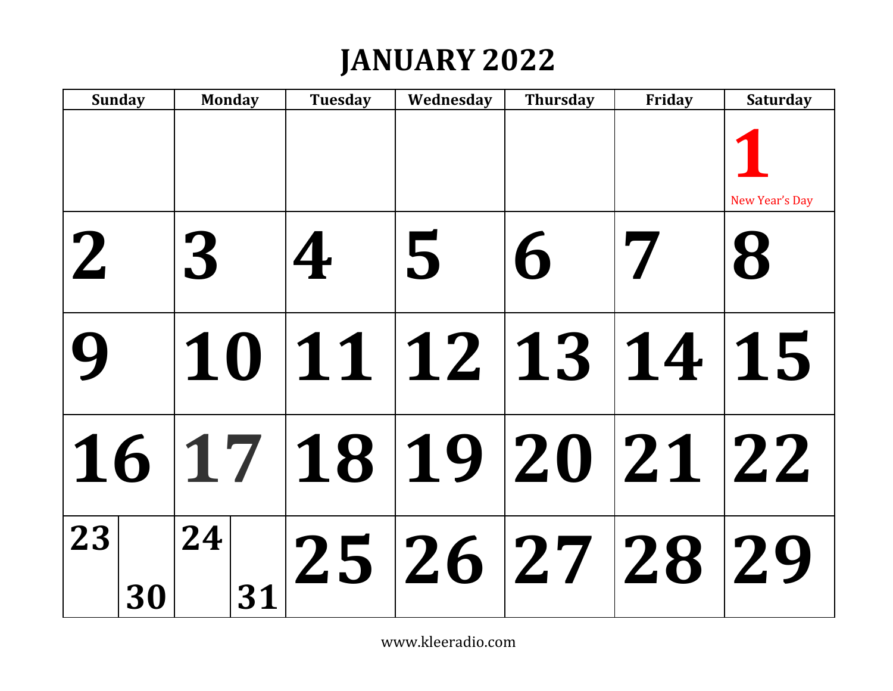# JANUARY 2022

| Sunday | Monday | Tuesday | Wednesday | Thursday | Friday | Saturday |
|---|---|---|---|---|---|---|
| | | | | | | 1 New Year's Day |
| 2 | 3 | 4 | 5 | 6 | 7 | 8 |
| 9 | 10 | 11 | 12 | 13 | 14 | 15 |
| 16 | 17 | 18 | 19 | 20 | 21 | 22 |
| 23 / 30 | 24 / 31 | 25 | 26 | 27 | 28 | 29 |

www.kleeradio.com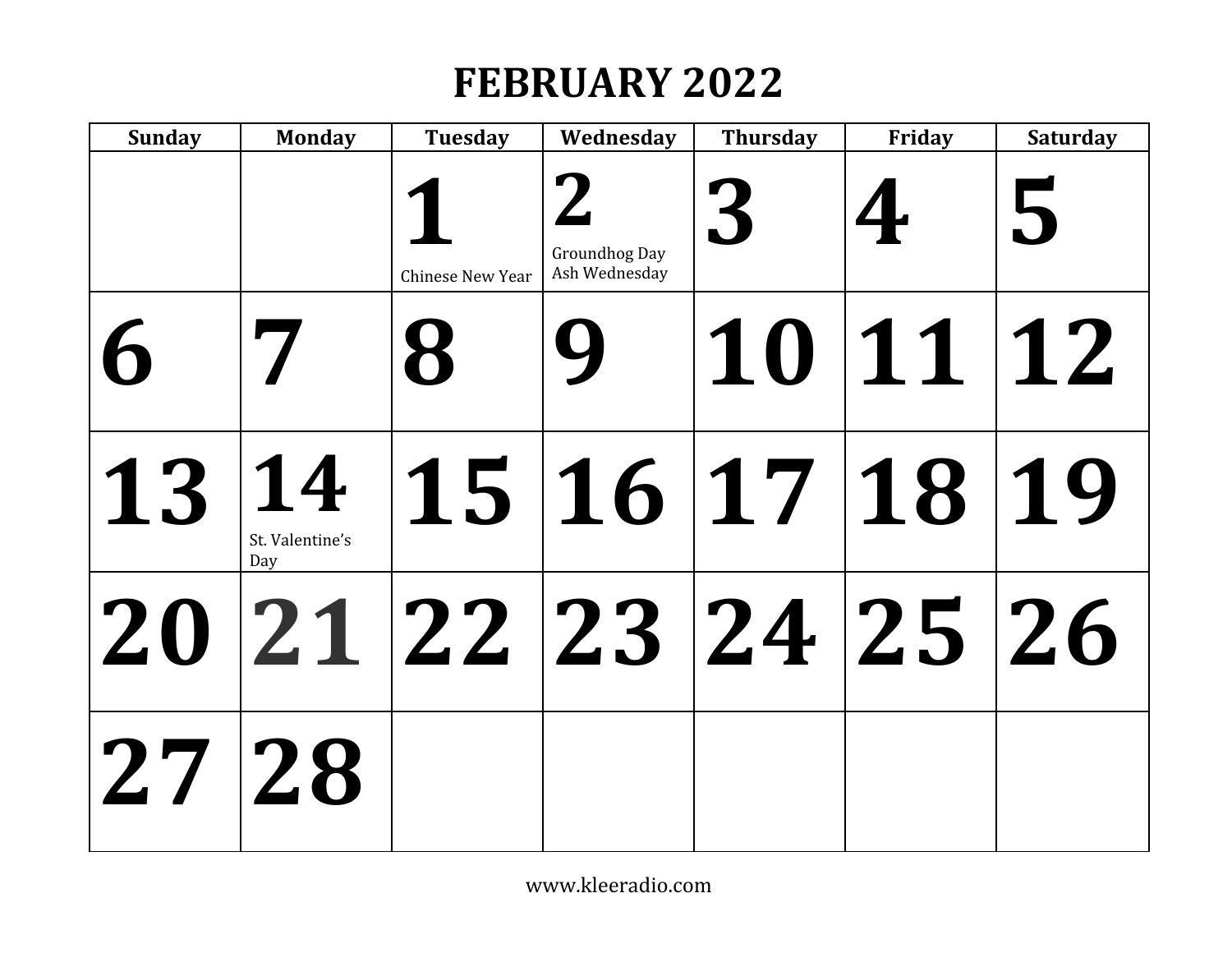# FEBRUARY 2022

| Sunday | Monday | Tuesday | Wednesday | Thursday | Friday | Saturday |
|---|---|---|---|---|---|---|
| | | **1** Chinese New Year | **2** Groundhog Day Ash Wednesday | **3** | **4** | **5** |
| **6** | **7** | **8** | **9** | **10** | **11** | **12** |
| **13** | **14** St. Valentine's Day | **15** | **16** | **17** | **18** | **19** |
| **20** | **21** | **22** | **23** | **24** | **25** | **26** |
| **27** | **28** | | | | | |

www.kleeradio.com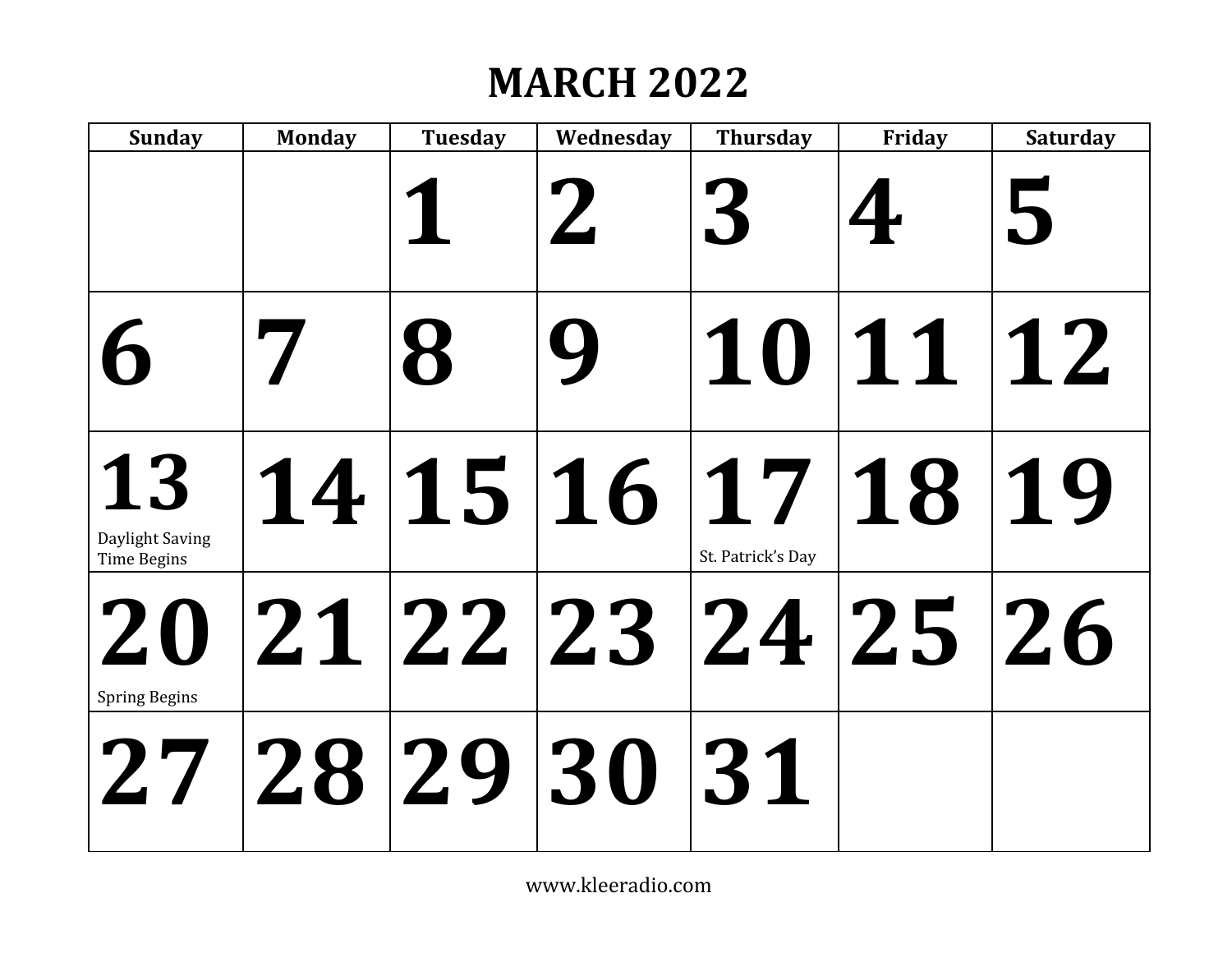# MARCH 2022

| Sunday | Monday | Tuesday | Wednesday | Thursday | Friday | Saturday |
|---|---|---|---|---|---|---|
| | | 1 | 2 | 3 | 4 | 5 |
| 6 | 7 | 8 | 9 | 10 | 11 | 12 |
| 13 Daylight Saving Time Begins | 14 | 15 | 16 | 17 St. Patrick's Day | 18 | 19 |
| 20 Spring Begins | 21 | 22 | 23 | 24 | 25 | 26 |
| 27 | 28 | 29 | 30 | 31 | | |

www.kleeradio.com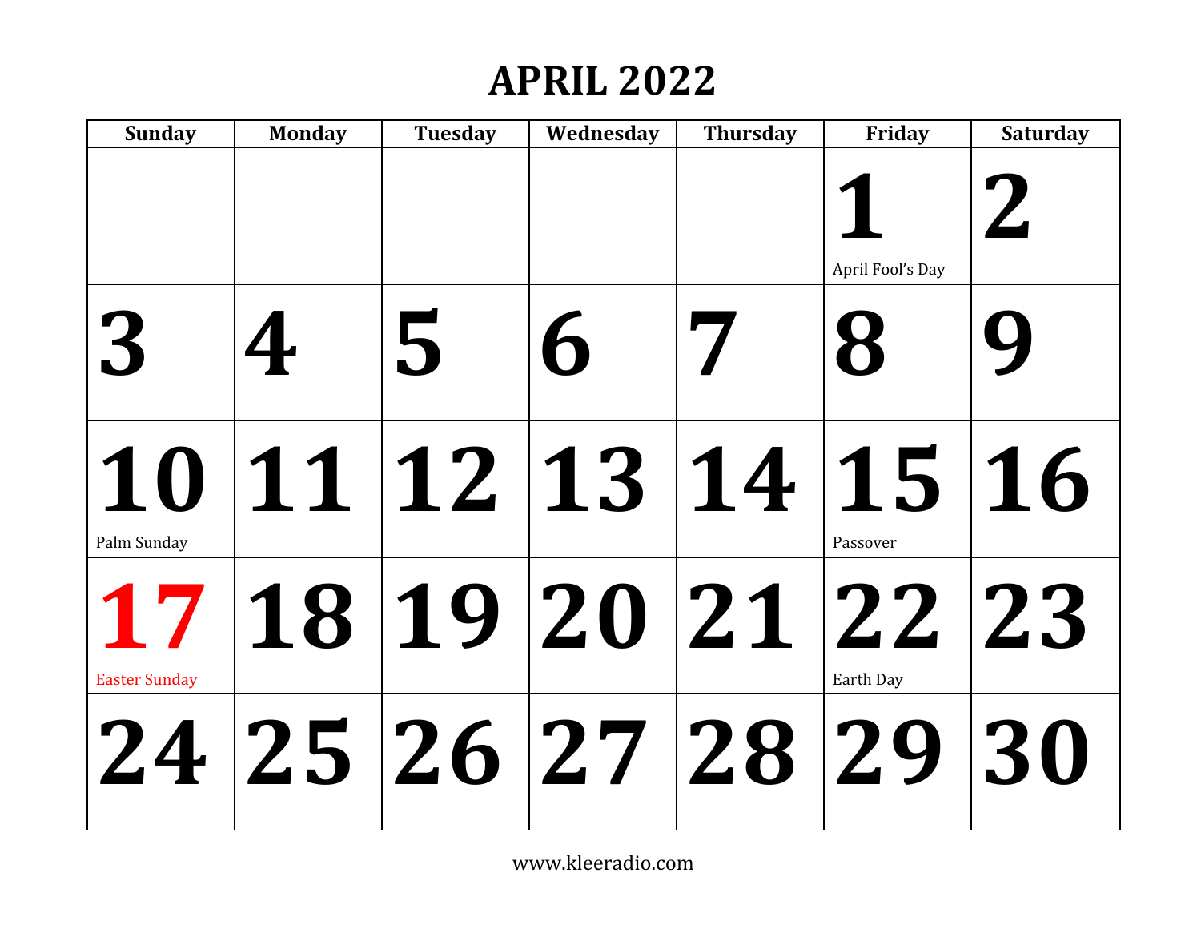# APRIL 2022

| Sunday | Monday | Tuesday | Wednesday | Thursday | Friday | Saturday |
|---|---|---|---|---|---|---|
| | | | | | 1 April Fool's Day | 2 |
| 3 | 4 | 5 | 6 | 7 | 8 | 9 |
| 10 Palm Sunday | 11 | 12 | 13 | 14 | 15 Passover | 16 |
| 17 Easter Sunday | 18 | 19 | 20 | 21 | 22 Earth Day | 23 |
| 24 | 25 | 26 | 27 | 28 | 29 | 30 |

www.kleeradio.com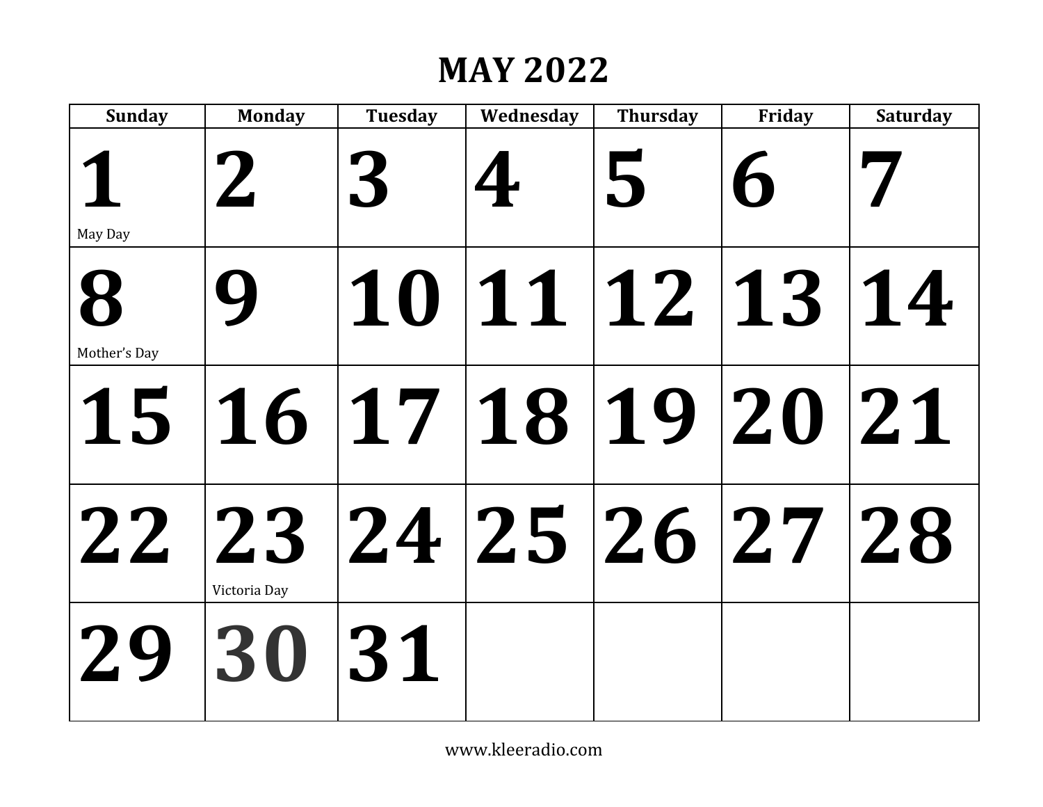# MAY 2022

| Sunday | Monday | Tuesday | Wednesday | Thursday | Friday | Saturday |
|---|---|---|---|---|---|---|
| 1 May Day | 2 | 3 | 4 | 5 | 6 | 7 |
| 8 Mother's Day | 9 | 10 | 11 | 12 | 13 | 14 |
| 15 | 16 | 17 | 18 | 19 | 20 | 21 |
| 22 | 23 Victoria Day | 24 | 25 | 26 | 27 | 28 |
| 29 | 30 | 31 | | | | |

www.kleeradio.com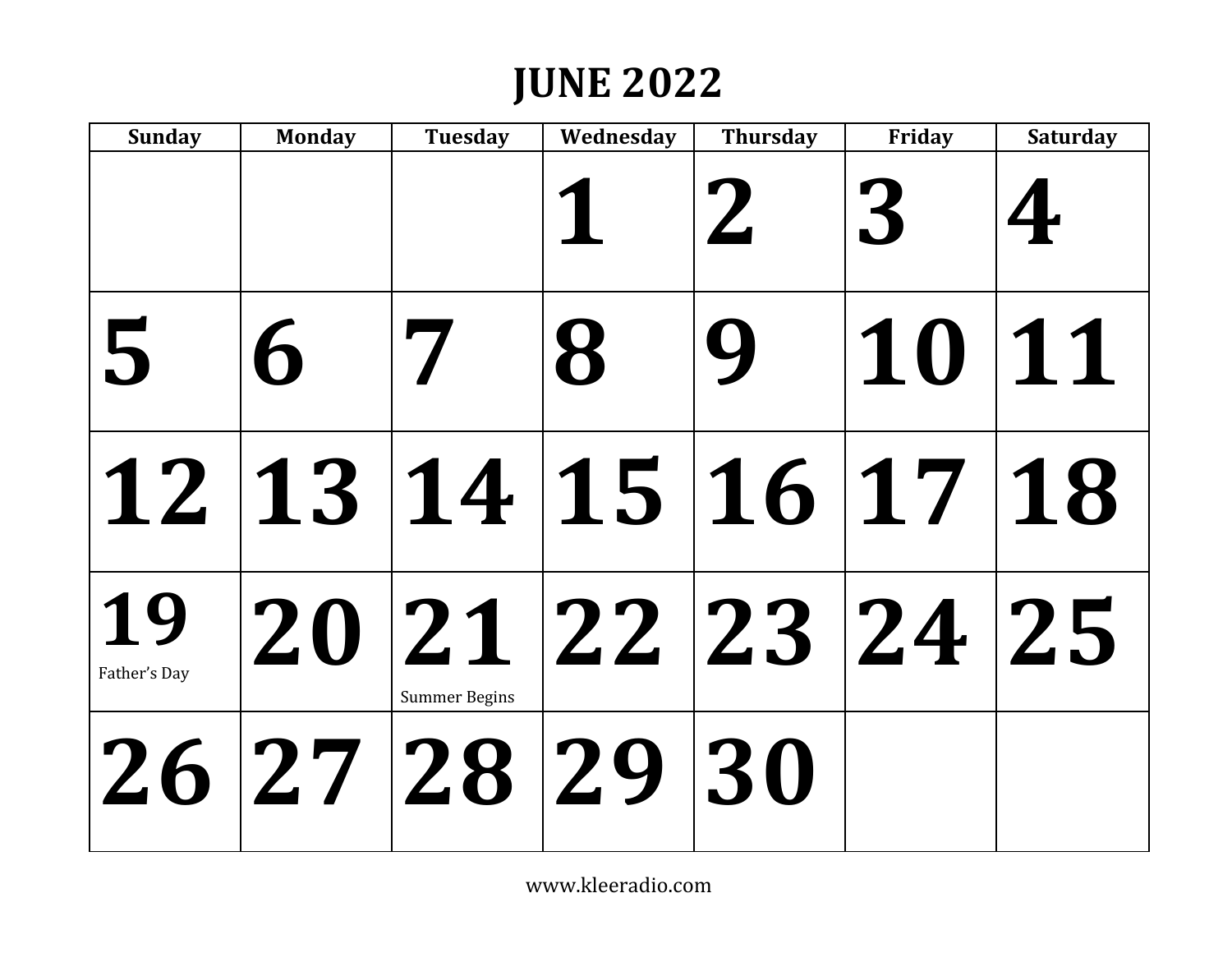# JUNE 2022

| Sunday | Monday | Tuesday | Wednesday | Thursday | Friday | Saturday |
|---|---|---|---|---|---|---|
| | | | 1 | 2 | 3 | 4 |
| 5 | 6 | 7 | 8 | 9 | 10 | 11 |
| 12 | 13 | 14 | 15 | 16 | 17 | 18 |
| 19 Father's Day | 20 | 21 Summer Begins | 22 | 23 | 24 | 25 |
| 26 | 27 | 28 | 29 | 30 | | |

www.kleeradio.com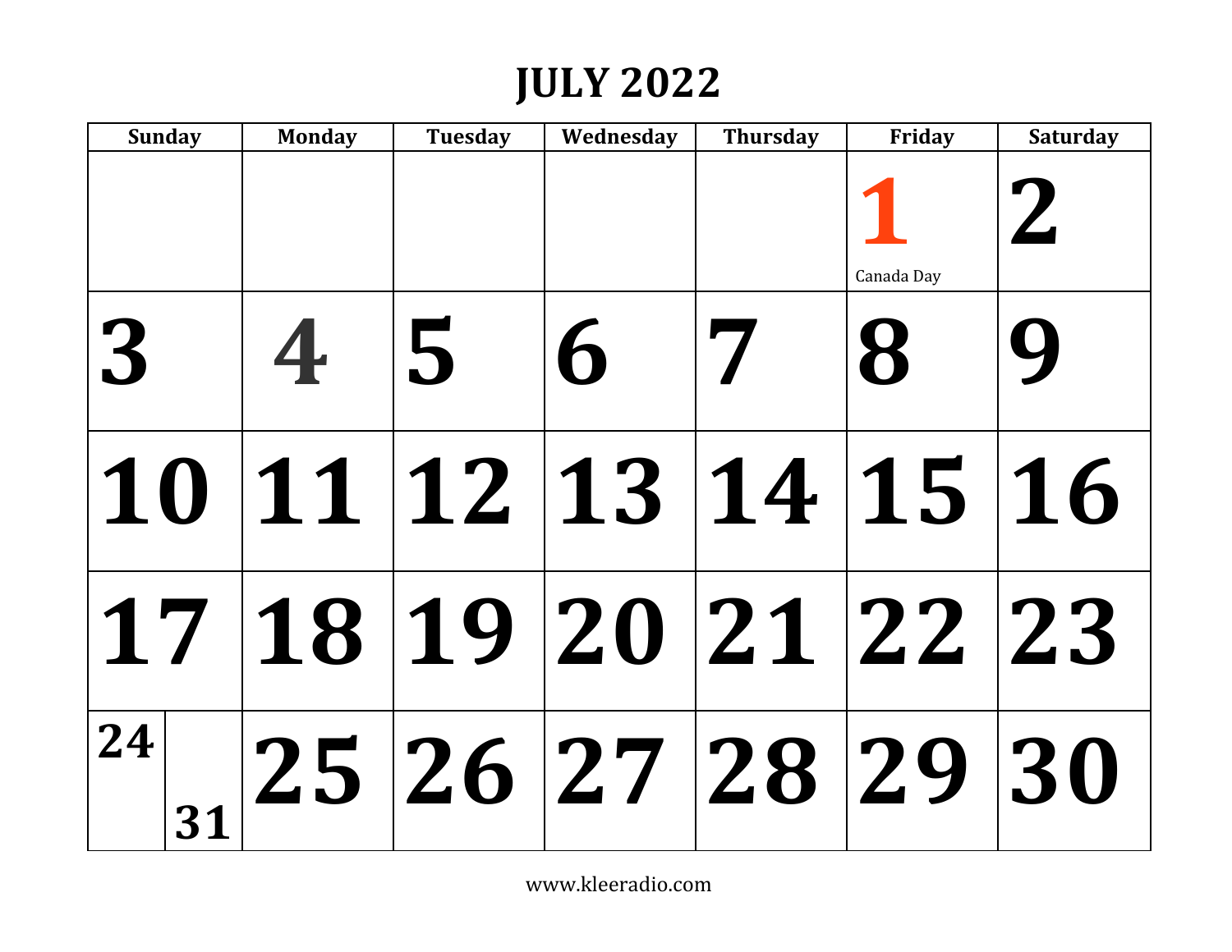# JULY 2022

| Sunday | Monday | Tuesday | Wednesday | Thursday | Friday | Saturday |
|---|---|---|---|---|---|---|
| | | | | | 1 Canada Day | 2 |
| 3 | 4 | 5 | 6 | 7 | 8 | 9 |
| 10 | 11 | 12 | 13 | 14 | 15 | 16 |
| 17 | 18 | 19 | 20 | 21 | 22 | 23 |
| 24 / 31 | 25 | 26 | 27 | 28 | 29 | 30 |

www.kleeradio.com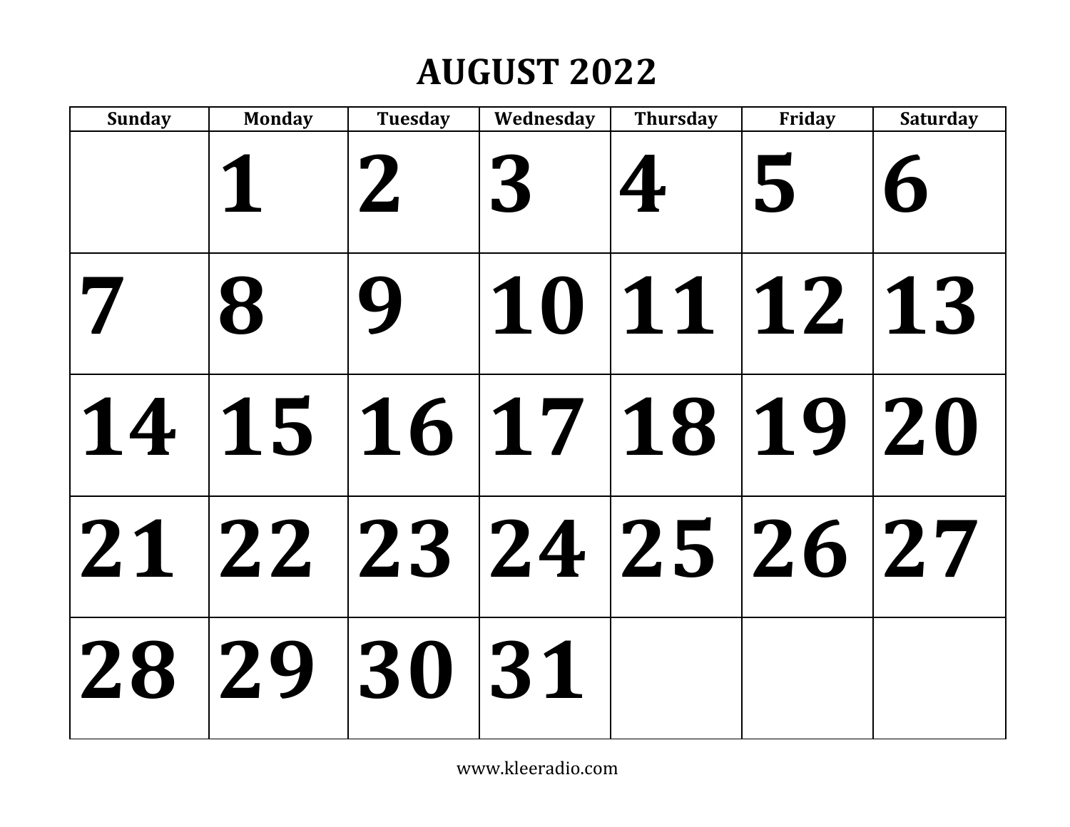# AUGUST 2022

| Sunday | Monday | Tuesday | Wednesday | Thursday | Friday | Saturday |
| --- | --- | --- | --- | --- | --- | --- |
| | 1 | 2 | 3 | 4 | 5 | 6 |
| 7 | 8 | 9 | 10 | 11 | 12 | 13 |
| 14 | 15 | 16 | 17 | 18 | 19 | 20 |
| 21 | 22 | 23 | 24 | 25 | 26 | 27 |
| 28 | 29 | 30 | 31 | | | |

www.kleeradio.com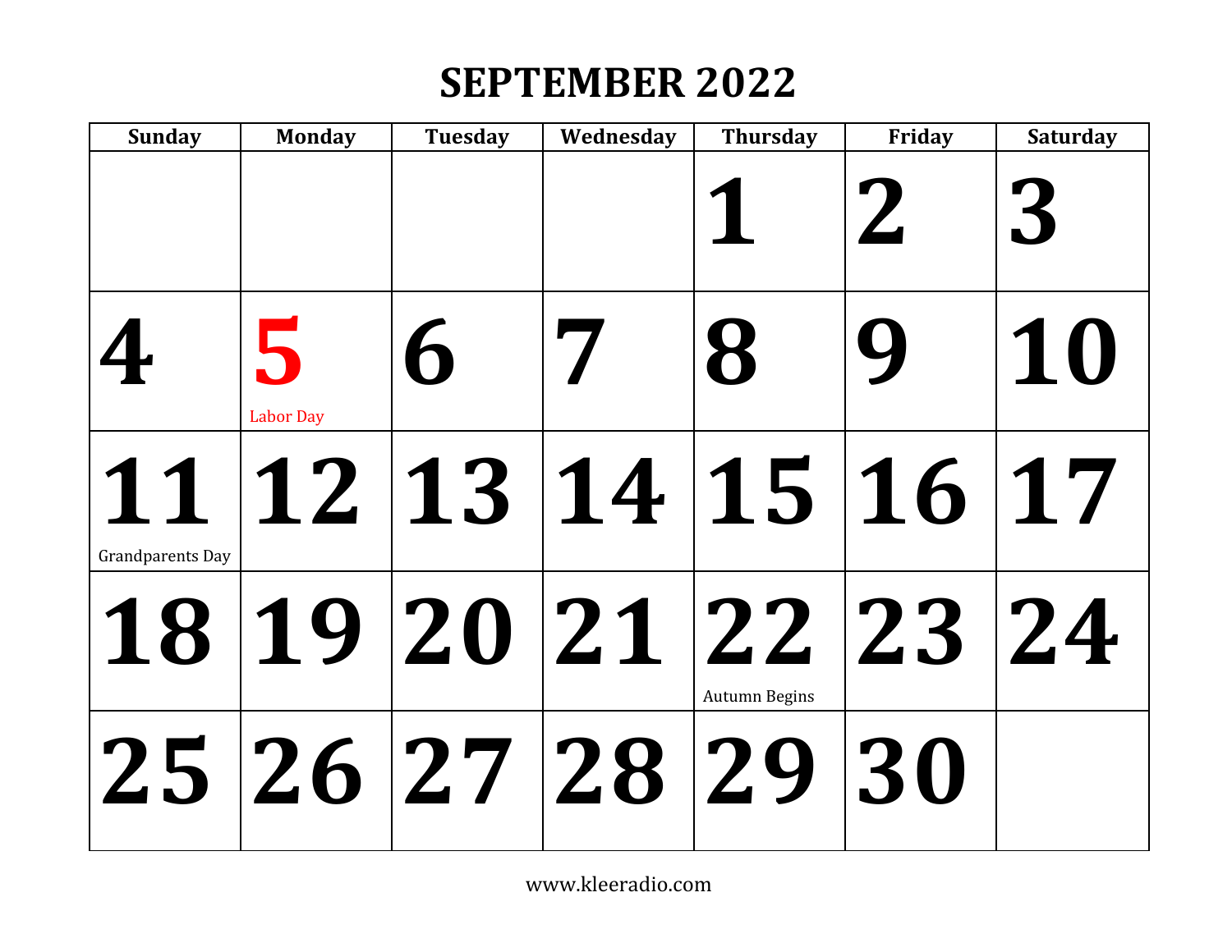# SEPTEMBER 2022

| Sunday | Monday | Tuesday | Wednesday | Thursday | Friday | Saturday |
|---|---|---|---|---|---|---|
| | | | | 1 | 2 | 3 |
| 4 | 5 Labor Day | 6 | 7 | 8 | 9 | 10 |
| 11 Grandparents Day | 12 | 13 | 14 | 15 | 16 | 17 |
| 18 | 19 | 20 | 21 | 22 Autumn Begins | 23 | 24 |
| 25 | 26 | 27 | 28 | 29 | 30 | |

www.kleeradio.com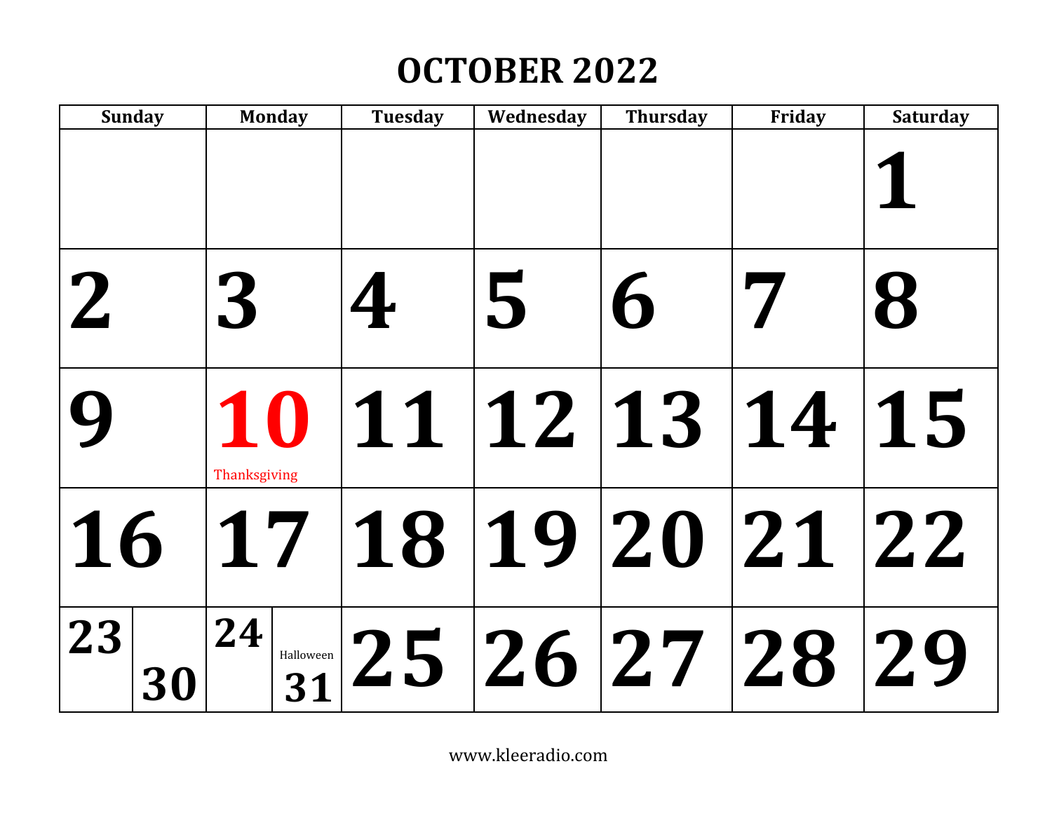# OCTOBER 2022

| Sunday | Monday | Tuesday | Wednesday | Thursday | Friday | Saturday |
|---|---|---|---|---|---|---|
| | | | | | | 1 |
| 2 | 3 | 4 | 5 | 6 | 7 | 8 |
| 9 | 10 Thanksgiving | 11 | 12 | 13 | 14 | 15 |
| 16 | 17 | 18 | 19 | 20 | 21 | 22 |
| 23 / 30 | 24 / Halloween 31 | 25 | 26 | 27 | 28 | 29 |

www.kleeradio.com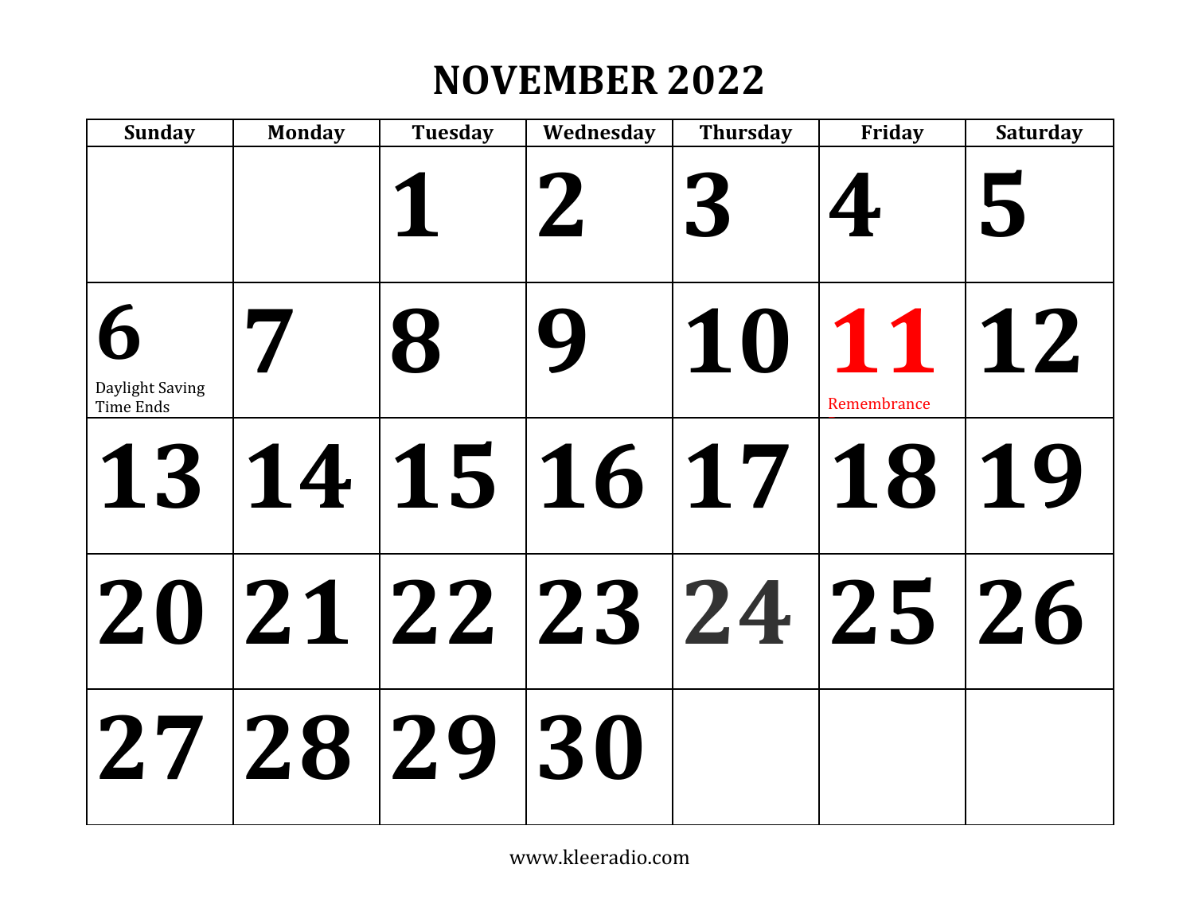# NOVEMBER 2022

| Sunday | Monday | Tuesday | Wednesday | Thursday | Friday | Saturday |
|---|---|---|---|---|---|---|
| | | 1 | 2 | 3 | 4 | 5 |
| 6 Daylight Saving Time Ends | 7 | 8 | 9 | 10 | 11 Remembrance | 12 |
| 13 | 14 | 15 | 16 | 17 | 18 | 19 |
| 20 | 21 | 22 | 23 | 24 | 25 | 26 |
| 27 | 28 | 29 | 30 | | | |

www.kleeradio.com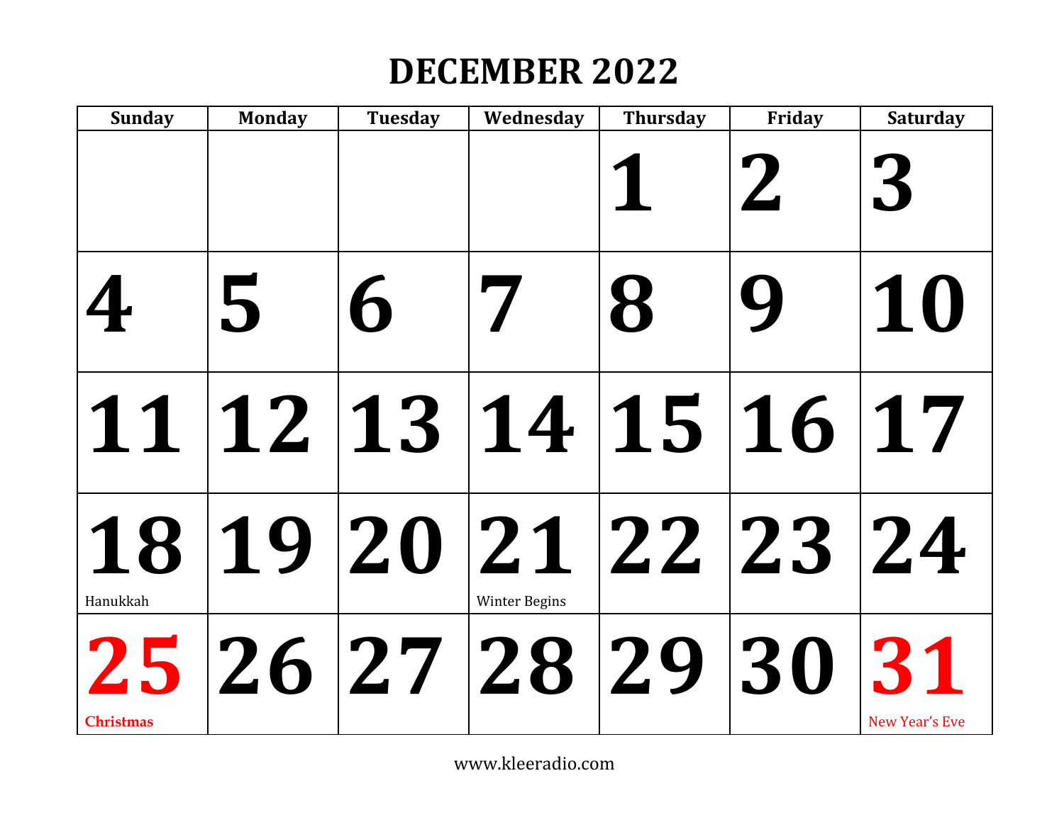# DECEMBER 2022

| Sunday | Monday | Tuesday | Wednesday | Thursday | Friday | Saturday |
|---|---|---|---|---|---|---|
| | | | | 1 | 2 | 3 |
| 4 | 5 | 6 | 7 | 8 | 9 | 10 |
| 11 | 12 | 13 | 14 | 15 | 16 | 17 |
| 18 Hanukkah | 19 | 20 | 21 Winter Begins | 22 | 23 | 24 |
| 25 Christmas | 26 | 27 | 28 | 29 | 30 | 31 New Year's Eve |

www.kleeradio.com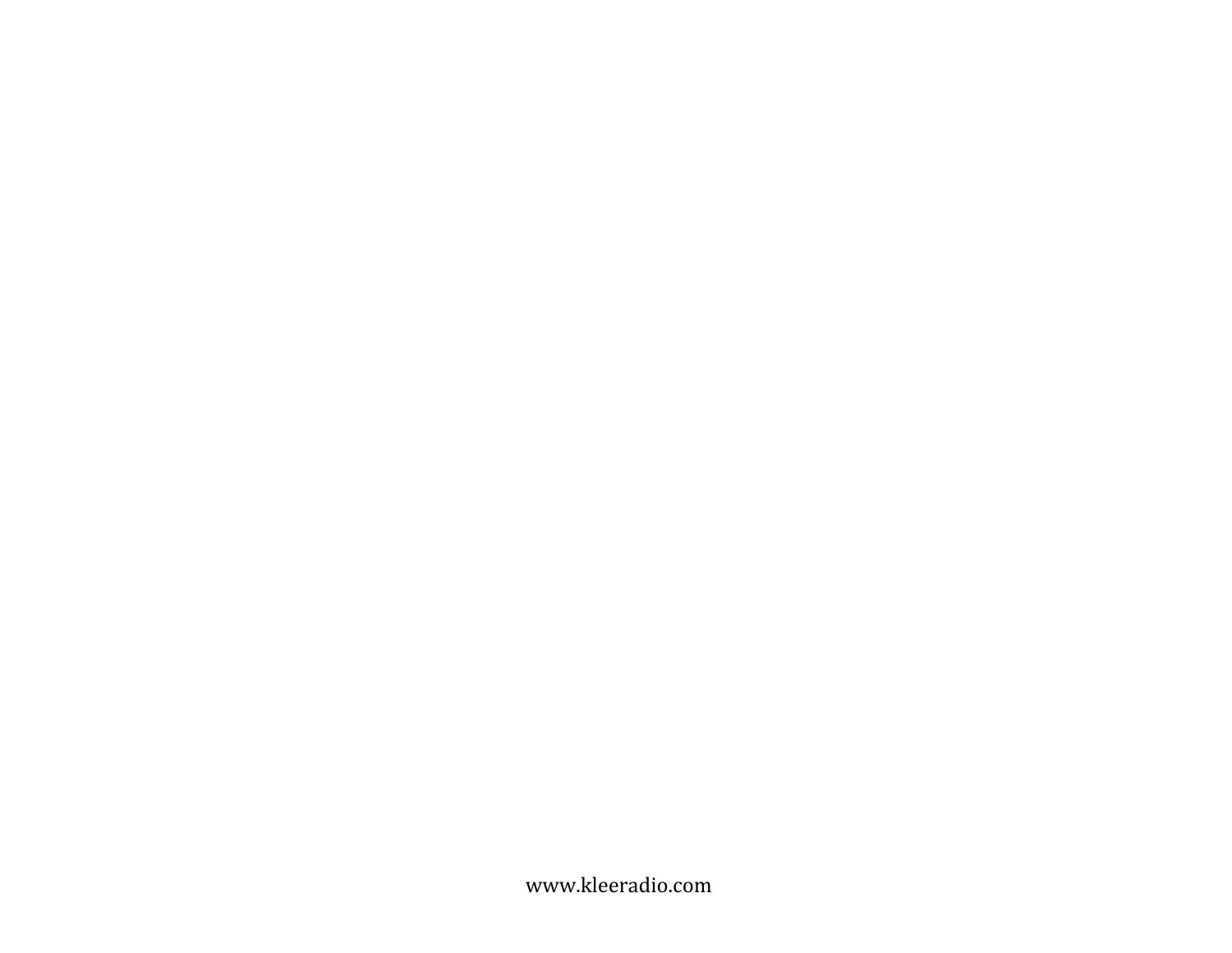www.kleeradio.com